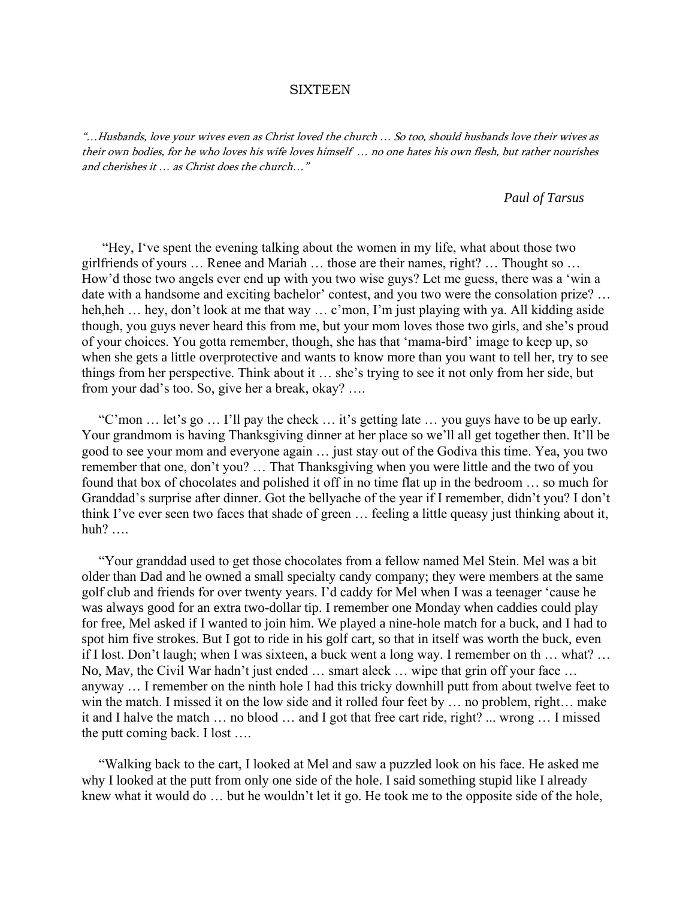# SIXTEEN

*"…Husbands, love your wives even as Christ loved the church … So too, should husbands love their wives as their own bodies, for he who loves his wife loves himself … no one hates his own flesh, but rather nourishes and cherishes it … as Christ does the church…"*

*Paul of Tarsus*

"Hey, I've spent the evening talking about the women in my life, what about those two girlfriends of yours … Renee and Mariah … those are their names, right? … Thought so … How'd those two angels ever end up with you two wise guys? Let me guess, there was a 'win a date with a handsome and exciting bachelor' contest, and you two were the consolation prize? … heh,heh … hey, don't look at me that way … c'mon, I'm just playing with ya. All kidding aside though, you guys never heard this from me, but your mom loves those two girls, and she's proud of your choices. You gotta remember, though, she has that 'mama-bird' image to keep up, so when she gets a little overprotective and wants to know more than you want to tell her, try to see things from her perspective. Think about it … she's trying to see it not only from her side, but from your dad's too. So, give her a break, okay? ….

"C'mon … let's go … I'll pay the check … it's getting late … you guys have to be up early. Your grandmom is having Thanksgiving dinner at her place so we'll all get together then. It'll be good to see your mom and everyone again … just stay out of the Godiva this time. Yea, you two remember that one, don't you? … That Thanksgiving when you were little and the two of you found that box of chocolates and polished it off in no time flat up in the bedroom … so much for Granddad's surprise after dinner. Got the bellyache of the year if I remember, didn't you? I don't think I've ever seen two faces that shade of green … feeling a little queasy just thinking about it, huh? ….

"Your granddad used to get those chocolates from a fellow named Mel Stein. Mel was a bit older than Dad and he owned a small specialty candy company; they were members at the same golf club and friends for over twenty years. I'd caddy for Mel when I was a teenager 'cause he was always good for an extra two-dollar tip. I remember one Monday when caddies could play for free, Mel asked if I wanted to join him. We played a nine-hole match for a buck, and I had to spot him five strokes. But I got to ride in his golf cart, so that in itself was worth the buck, even if I lost. Don't laugh; when I was sixteen, a buck went a long way. I remember on th … what? … No, Mav, the Civil War hadn't just ended … smart aleck … wipe that grin off your face … anyway … I remember on the ninth hole I had this tricky downhill putt from about twelve feet to win the match. I missed it on the low side and it rolled four feet by … no problem, right… make it and I halve the match … no blood … and I got that free cart ride, right? ... wrong … I missed the putt coming back. I lost ….

"Walking back to the cart, I looked at Mel and saw a puzzled look on his face. He asked me why I looked at the putt from only one side of the hole. I said something stupid like I already knew what it would do … but he wouldn't let it go. He took me to the opposite side of the hole,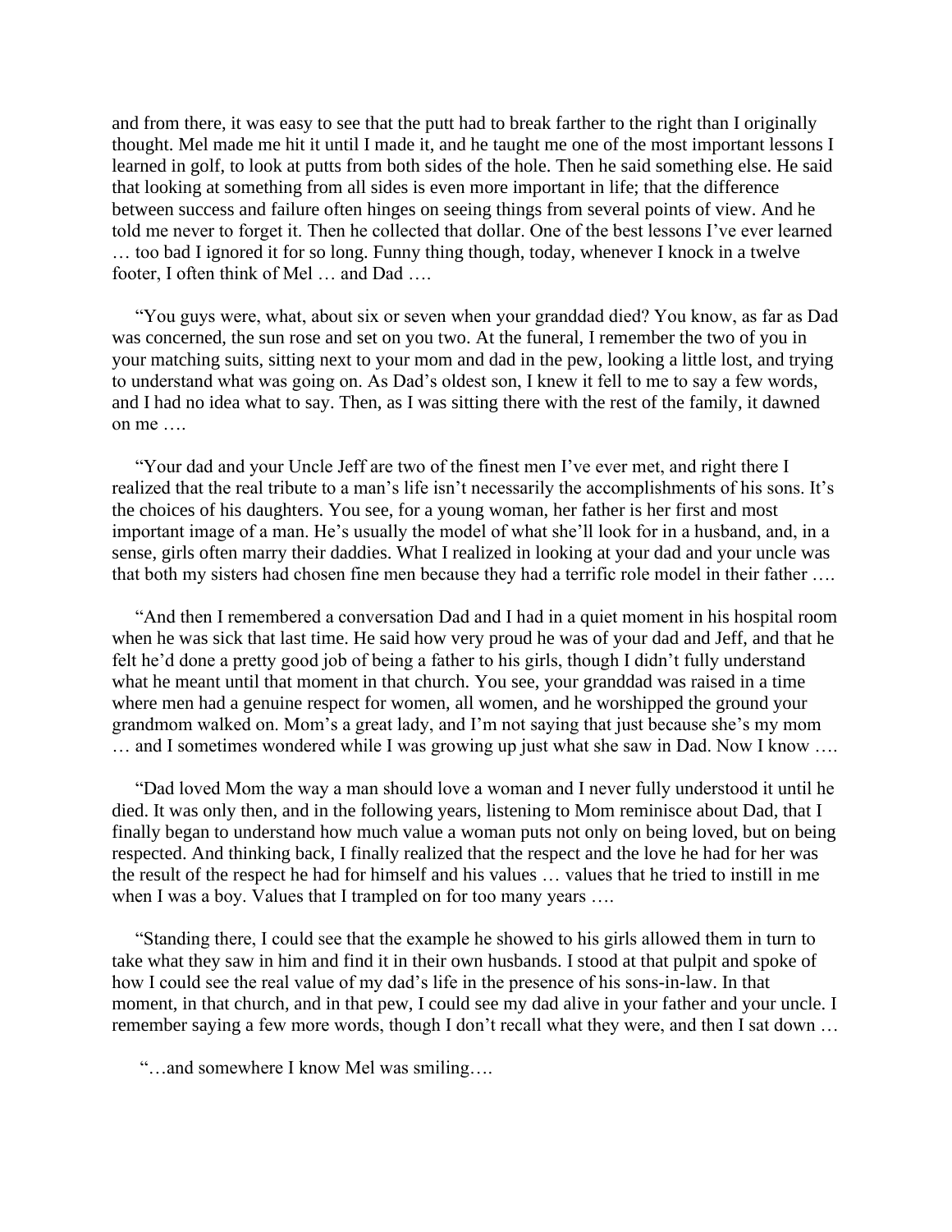and from there, it was easy to see that the putt had to break farther to the right than I originally thought. Mel made me hit it until I made it, and he taught me one of the most important lessons I learned in golf, to look at putts from both sides of the hole. Then he said something else. He said that looking at something from all sides is even more important in life; that the difference between success and failure often hinges on seeing things from several points of view. And he told me never to forget it. Then he collected that dollar. One of the best lessons I've ever learned … too bad I ignored it for so long. Funny thing though, today, whenever I knock in a twelve footer, I often think of Mel … and Dad ….

"You guys were, what, about six or seven when your granddad died? You know, as far as Dad was concerned, the sun rose and set on you two. At the funeral, I remember the two of you in your matching suits, sitting next to your mom and dad in the pew, looking a little lost, and trying to understand what was going on. As Dad's oldest son, I knew it fell to me to say a few words, and I had no idea what to say. Then, as I was sitting there with the rest of the family, it dawned on me ….

"Your dad and your Uncle Jeff are two of the finest men I've ever met, and right there I realized that the real tribute to a man's life isn't necessarily the accomplishments of his sons. It's the choices of his daughters. You see, for a young woman, her father is her first and most important image of a man. He's usually the model of what she'll look for in a husband, and, in a sense, girls often marry their daddies. What I realized in looking at your dad and your uncle was that both my sisters had chosen fine men because they had a terrific role model in their father ….

"And then I remembered a conversation Dad and I had in a quiet moment in his hospital room when he was sick that last time. He said how very proud he was of your dad and Jeff, and that he felt he'd done a pretty good job of being a father to his girls, though I didn't fully understand what he meant until that moment in that church. You see, your granddad was raised in a time where men had a genuine respect for women, all women, and he worshipped the ground your grandmom walked on. Mom's a great lady, and I'm not saying that just because she's my mom … and I sometimes wondered while I was growing up just what she saw in Dad. Now I know ….

"Dad loved Mom the way a man should love a woman and I never fully understood it until he died. It was only then, and in the following years, listening to Mom reminisce about Dad, that I finally began to understand how much value a woman puts not only on being loved, but on being respected. And thinking back, I finally realized that the respect and the love he had for her was the result of the respect he had for himself and his values … values that he tried to instill in me when I was a boy. Values that I trampled on for too many years ….

"Standing there, I could see that the example he showed to his girls allowed them in turn to take what they saw in him and find it in their own husbands. I stood at that pulpit and spoke of how I could see the real value of my dad's life in the presence of his sons-in-law. In that moment, in that church, and in that pew, I could see my dad alive in your father and your uncle. I remember saying a few more words, though I don't recall what they were, and then I sat down …

"…and somewhere I know Mel was smiling….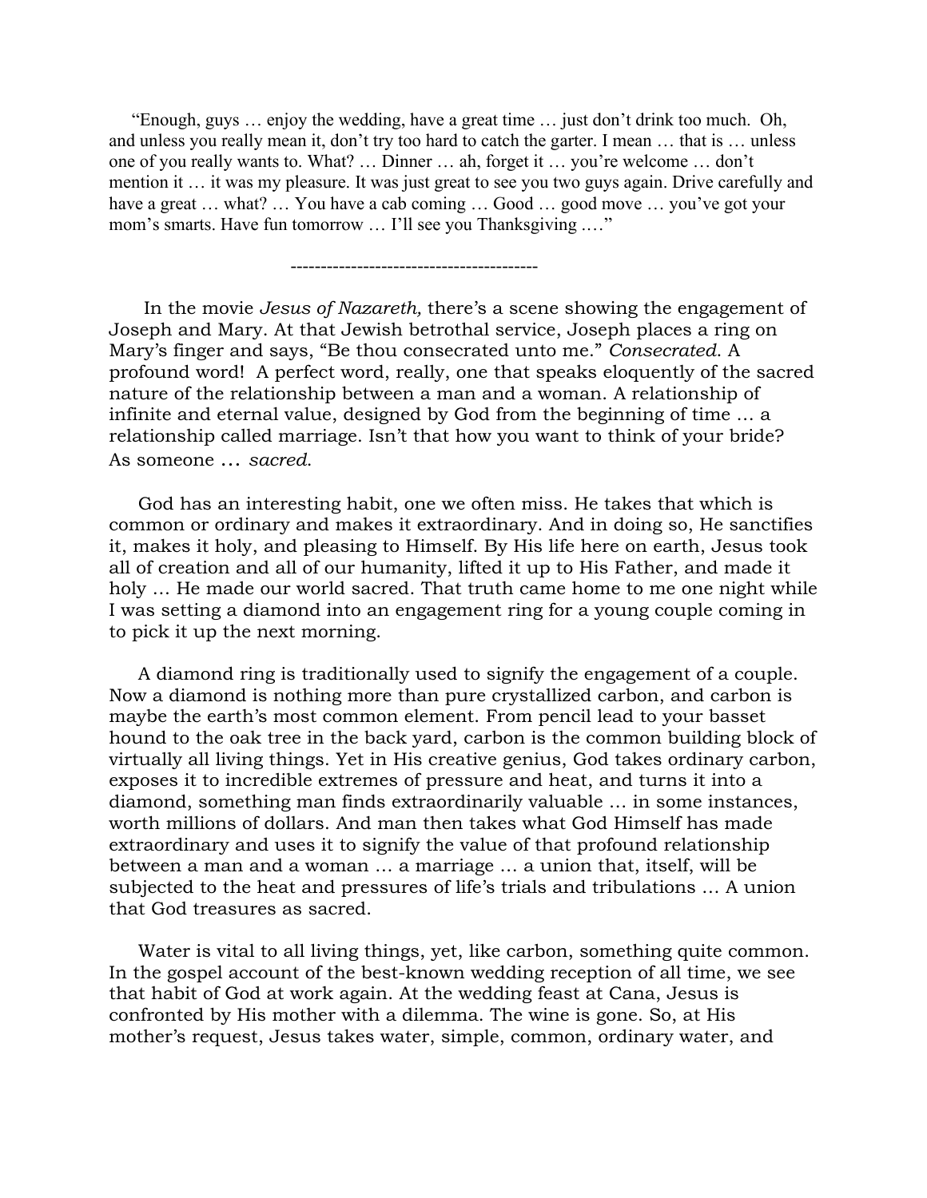"Enough, guys … enjoy the wedding, have a great time … just don't drink too much. Oh, and unless you really mean it, don't try too hard to catch the garter. I mean … that is … unless one of you really wants to. What? … Dinner … ah, forget it … you're welcome … don't mention it … it was my pleasure. It was just great to see you two guys again. Drive carefully and have a great … what? … You have a cab coming … Good … good move … you've got your mom's smarts. Have fun tomorrow … I'll see you Thanksgiving .…"

-----------------------------------------

In the movie *Jesus of Nazareth,* there's a scene showing the engagement of Joseph and Mary. At that Jewish betrothal service, Joseph places a ring on Mary's finger and says, "Be thou consecrated unto me." *Consecrated.* A profound word! A perfect word, really, one that speaks eloquently of the sacred nature of the relationship between a man and a woman. A relationship of infinite and eternal value, designed by God from the beginning of time … a relationship called marriage. Isn't that how you want to think of your bride? As someone … *sacred.*

God has an interesting habit, one we often miss. He takes that which is common or ordinary and makes it extraordinary. And in doing so, He sanctifies it, makes it holy, and pleasing to Himself. By His life here on earth, Jesus took all of creation and all of our humanity, lifted it up to His Father, and made it holy … He made our world sacred. That truth came home to me one night while I was setting a diamond into an engagement ring for a young couple coming in to pick it up the next morning.

A diamond ring is traditionally used to signify the engagement of a couple. Now a diamond is nothing more than pure crystallized carbon, and carbon is maybe the earth's most common element. From pencil lead to your basset hound to the oak tree in the back yard, carbon is the common building block of virtually all living things. Yet in His creative genius, God takes ordinary carbon, exposes it to incredible extremes of pressure and heat, and turns it into a diamond, something man finds extraordinarily valuable … in some instances, worth millions of dollars. And man then takes what God Himself has made extraordinary and uses it to signify the value of that profound relationship between a man and a woman … a marriage … a union that, itself, will be subjected to the heat and pressures of life's trials and tribulations … A union that God treasures as sacred.

Water is vital to all living things, yet, like carbon, something quite common. In the gospel account of the best-known wedding reception of all time, we see that habit of God at work again. At the wedding feast at Cana, Jesus is confronted by His mother with a dilemma. The wine is gone. So, at His mother's request, Jesus takes water, simple, common, ordinary water, and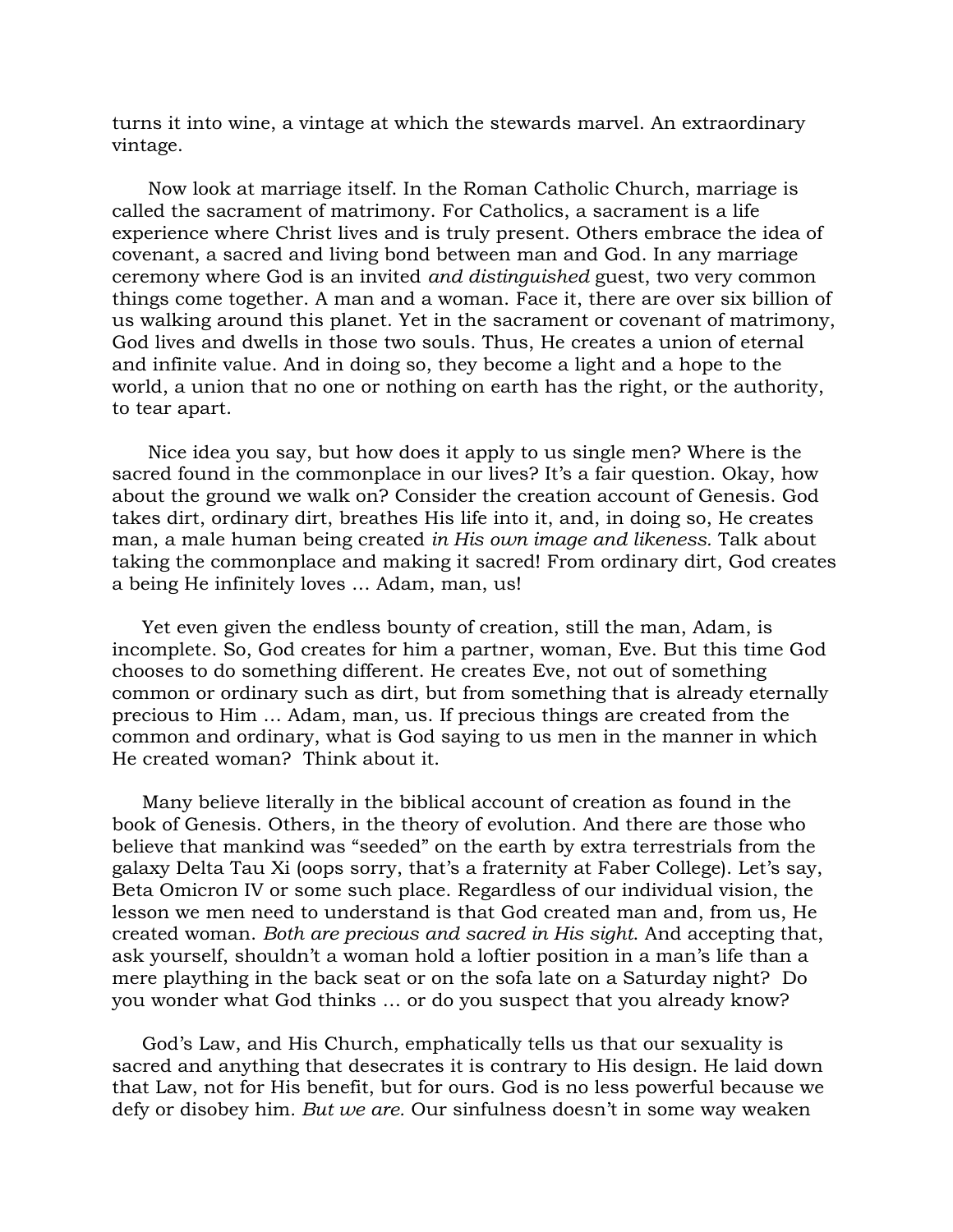turns it into wine, a vintage at which the stewards marvel. An extraordinary vintage.

Now look at marriage itself. In the Roman Catholic Church, marriage is called the sacrament of matrimony. For Catholics, a sacrament is a life experience where Christ lives and is truly present. Others embrace the idea of covenant, a sacred and living bond between man and God. In any marriage ceremony where God is an invited *and distinguished* guest, two very common things come together. A man and a woman. Face it, there are over six billion of us walking around this planet. Yet in the sacrament or covenant of matrimony, God lives and dwells in those two souls. Thus, He creates a union of eternal and infinite value. And in doing so, they become a light and a hope to the world, a union that no one or nothing on earth has the right, or the authority, to tear apart.

Nice idea you say, but how does it apply to us single men? Where is the sacred found in the commonplace in our lives? It's a fair question. Okay, how about the ground we walk on? Consider the creation account of Genesis. God takes dirt, ordinary dirt, breathes His life into it, and, in doing so, He creates man, a male human being created *in His own image and likeness.* Talk about taking the commonplace and making it sacred! From ordinary dirt, God creates a being He infinitely loves … Adam, man, us!

Yet even given the endless bounty of creation, still the man, Adam, is incomplete. So, God creates for him a partner, woman, Eve. But this time God chooses to do something different. He creates Eve, not out of something common or ordinary such as dirt, but from something that is already eternally precious to Him … Adam, man, us. If precious things are created from the common and ordinary, what is God saying to us men in the manner in which He created woman? Think about it.

Many believe literally in the biblical account of creation as found in the book of Genesis. Others, in the theory of evolution. And there are those who believe that mankind was "seeded" on the earth by extra terrestrials from the galaxy Delta Tau Xi (oops sorry, that's a fraternity at Faber College). Let's say, Beta Omicron IV or some such place. Regardless of our individual vision, the lesson we men need to understand is that God created man and, from us, He created woman. *Both are precious and sacred in His sight.* And accepting that, ask yourself, shouldn't a woman hold a loftier position in a man's life than a mere plaything in the back seat or on the sofa late on a Saturday night? Do you wonder what God thinks … or do you suspect that you already know?

God's Law, and His Church, emphatically tells us that our sexuality is sacred and anything that desecrates it is contrary to His design. He laid down that Law, not for His benefit, but for ours. God is no less powerful because we defy or disobey him. *But we are.* Our sinfulness doesn't in some way weaken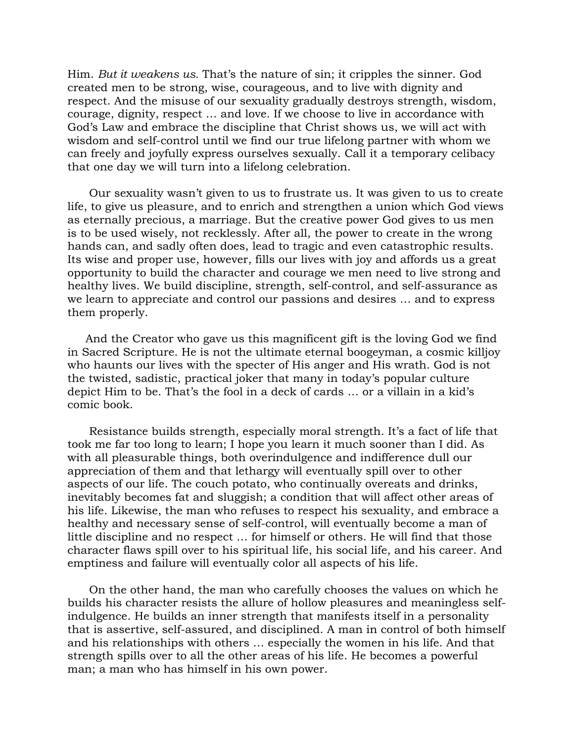Him. *But it weakens us.* That's the nature of sin; it cripples the sinner. God created men to be strong, wise, courageous, and to live with dignity and respect. And the misuse of our sexuality gradually destroys strength, wisdom, courage, dignity, respect … and love. If we choose to live in accordance with God's Law and embrace the discipline that Christ shows us, we will act with wisdom and self-control until we find our true lifelong partner with whom we can freely and joyfully express ourselves sexually. Call it a temporary celibacy that one day we will turn into a lifelong celebration.

Our sexuality wasn't given to us to frustrate us. It was given to us to create life, to give us pleasure, and to enrich and strengthen a union which God views as eternally precious, a marriage. But the creative power God gives to us men is to be used wisely, not recklessly. After all, the power to create in the wrong hands can, and sadly often does, lead to tragic and even catastrophic results. Its wise and proper use, however, fills our lives with joy and affords us a great opportunity to build the character and courage we men need to live strong and healthy lives. We build discipline, strength, self-control, and self-assurance as we learn to appreciate and control our passions and desires … and to express them properly.

And the Creator who gave us this magnificent gift is the loving God we find in Sacred Scripture. He is not the ultimate eternal boogeyman, a cosmic killjoy who haunts our lives with the specter of His anger and His wrath. God is not the twisted, sadistic, practical joker that many in today's popular culture depict Him to be. That's the fool in a deck of cards … or a villain in a kid's comic book.

Resistance builds strength, especially moral strength. It's a fact of life that took me far too long to learn; I hope you learn it much sooner than I did. As with all pleasurable things, both overindulgence and indifference dull our appreciation of them and that lethargy will eventually spill over to other aspects of our life. The couch potato, who continually overeats and drinks, inevitably becomes fat and sluggish; a condition that will affect other areas of his life. Likewise, the man who refuses to respect his sexuality, and embrace a healthy and necessary sense of self-control, will eventually become a man of little discipline and no respect … for himself or others. He will find that those character flaws spill over to his spiritual life, his social life, and his career. And emptiness and failure will eventually color all aspects of his life.

On the other hand, the man who carefully chooses the values on which he builds his character resists the allure of hollow pleasures and meaningless self-indulgence. He builds an inner strength that manifests itself in a personality that is assertive, self-assured, and disciplined. A man in control of both himself and his relationships with others … especially the women in his life. And that strength spills over to all the other areas of his life. He becomes a powerful man; a man who has himself in his own power.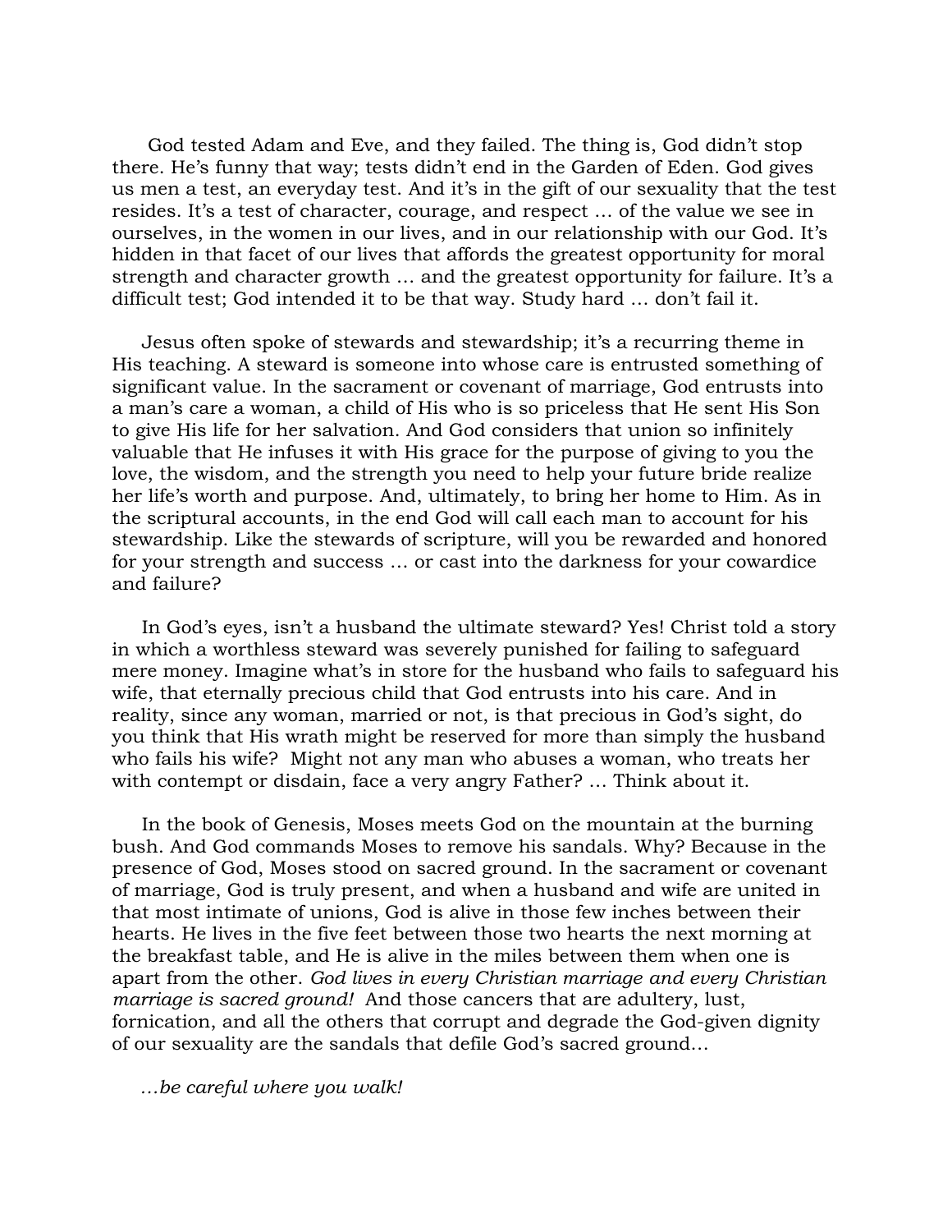God tested Adam and Eve, and they failed. The thing is, God didn't stop there. He's funny that way; tests didn't end in the Garden of Eden. God gives us men a test, an everyday test. And it's in the gift of our sexuality that the test resides. It's a test of character, courage, and respect … of the value we see in ourselves, in the women in our lives, and in our relationship with our God. It's hidden in that facet of our lives that affords the greatest opportunity for moral strength and character growth … and the greatest opportunity for failure. It's a difficult test; God intended it to be that way. Study hard … don't fail it.

Jesus often spoke of stewards and stewardship; it's a recurring theme in His teaching. A steward is someone into whose care is entrusted something of significant value. In the sacrament or covenant of marriage, God entrusts into a man's care a woman, a child of His who is so priceless that He sent His Son to give His life for her salvation. And God considers that union so infinitely valuable that He infuses it with His grace for the purpose of giving to you the love, the wisdom, and the strength you need to help your future bride realize her life's worth and purpose. And, ultimately, to bring her home to Him. As in the scriptural accounts, in the end God will call each man to account for his stewardship. Like the stewards of scripture, will you be rewarded and honored for your strength and success … or cast into the darkness for your cowardice and failure?

In God's eyes, isn't a husband the ultimate steward? Yes! Christ told a story in which a worthless steward was severely punished for failing to safeguard mere money. Imagine what's in store for the husband who fails to safeguard his wife, that eternally precious child that God entrusts into his care. And in reality, since any woman, married or not, is that precious in God's sight, do you think that His wrath might be reserved for more than simply the husband who fails his wife? Might not any man who abuses a woman, who treats her with contempt or disdain, face a very angry Father? … Think about it.

In the book of Genesis, Moses meets God on the mountain at the burning bush. And God commands Moses to remove his sandals. Why? Because in the presence of God, Moses stood on sacred ground. In the sacrament or covenant of marriage, God is truly present, and when a husband and wife are united in that most intimate of unions, God is alive in those few inches between their hearts. He lives in the five feet between those two hearts the next morning at the breakfast table, and He is alive in the miles between them when one is apart from the other. *God lives in every Christian marriage and every Christian marriage is sacred ground!* And those cancers that are adultery, lust, fornication, and all the others that corrupt and degrade the God-given dignity of our sexuality are the sandals that defile God's sacred ground…

*…be careful where you walk!*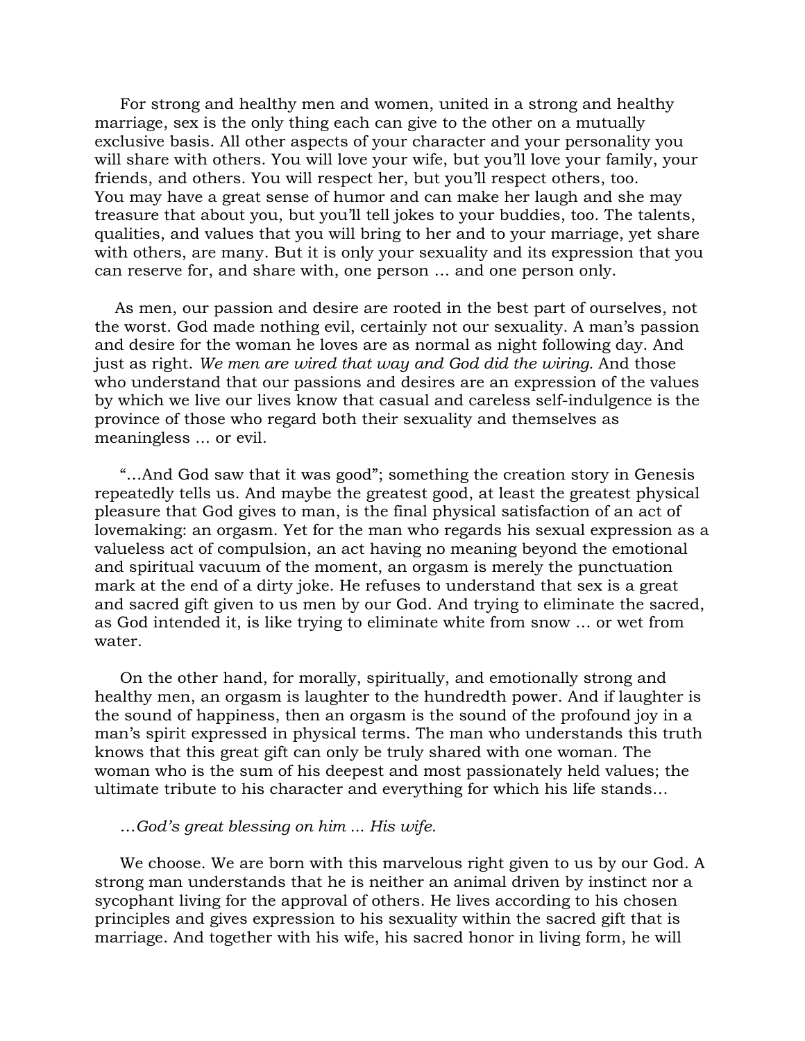For strong and healthy men and women, united in a strong and healthy marriage, sex is the only thing each can give to the other on a mutually exclusive basis. All other aspects of your character and your personality you will share with others. You will love your wife, but you'll love your family, your friends, and others. You will respect her, but you'll respect others, too. You may have a great sense of humor and can make her laugh and she may treasure that about you, but you'll tell jokes to your buddies, too. The talents, qualities, and values that you will bring to her and to your marriage, yet share with others, are many. But it is only your sexuality and its expression that you can reserve for, and share with, one person … and one person only.

As men, our passion and desire are rooted in the best part of ourselves, not the worst. God made nothing evil, certainly not our sexuality. A man's passion and desire for the woman he loves are as normal as night following day. And just as right. *We men are wired that way and God did the wiring.* And those who understand that our passions and desires are an expression of the values by which we live our lives know that casual and careless self-indulgence is the province of those who regard both their sexuality and themselves as meaningless ... or evil.

"…And God saw that it was good"; something the creation story in Genesis repeatedly tells us. And maybe the greatest good, at least the greatest physical pleasure that God gives to man, is the final physical satisfaction of an act of lovemaking: an orgasm. Yet for the man who regards his sexual expression as a valueless act of compulsion, an act having no meaning beyond the emotional and spiritual vacuum of the moment, an orgasm is merely the punctuation mark at the end of a dirty joke. He refuses to understand that sex is a great and sacred gift given to us men by our God. And trying to eliminate the sacred, as God intended it, is like trying to eliminate white from snow … or wet from water.

On the other hand, for morally, spiritually, and emotionally strong and healthy men, an orgasm is laughter to the hundredth power. And if laughter is the sound of happiness, then an orgasm is the sound of the profound joy in a man's spirit expressed in physical terms. The man who understands this truth knows that this great gift can only be truly shared with one woman. The woman who is the sum of his deepest and most passionately held values; the ultimate tribute to his character and everything for which his life stands…

*…God's great blessing on him ... His wife.*

We choose. We are born with this marvelous right given to us by our God. A strong man understands that he is neither an animal driven by instinct nor a sycophant living for the approval of others. He lives according to his chosen principles and gives expression to his sexuality within the sacred gift that is marriage. And together with his wife, his sacred honor in living form, he will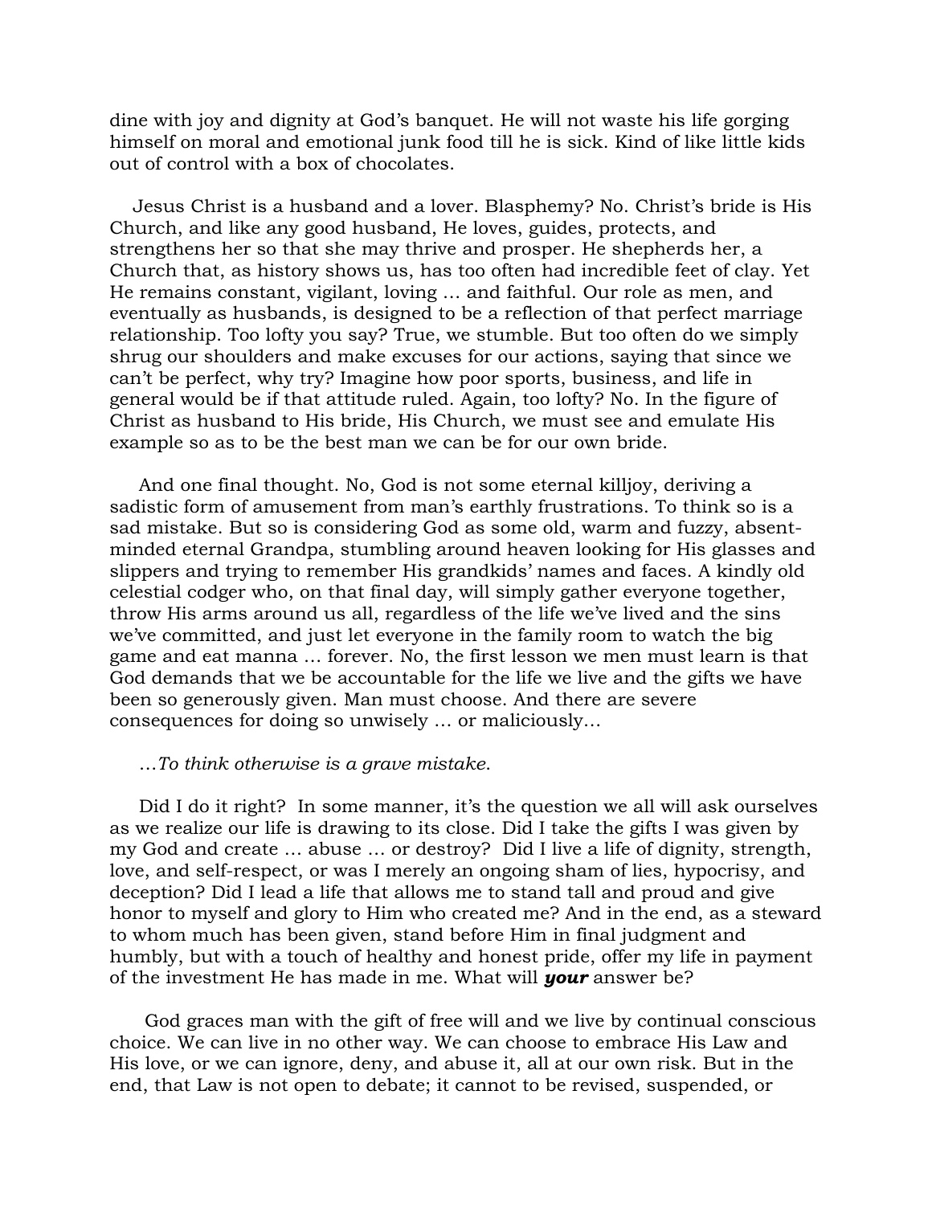dine with joy and dignity at God's banquet. He will not waste his life gorging himself on moral and emotional junk food till he is sick. Kind of like little kids out of control with a box of chocolates.

Jesus Christ is a husband and a lover. Blasphemy? No. Christ's bride is His Church, and like any good husband, He loves, guides, protects, and strengthens her so that she may thrive and prosper. He shepherds her, a Church that, as history shows us, has too often had incredible feet of clay. Yet He remains constant, vigilant, loving … and faithful. Our role as men, and eventually as husbands, is designed to be a reflection of that perfect marriage relationship. Too lofty you say? True, we stumble. But too often do we simply shrug our shoulders and make excuses for our actions, saying that since we can't be perfect, why try? Imagine how poor sports, business, and life in general would be if that attitude ruled. Again, too lofty? No. In the figure of Christ as husband to His bride, His Church, we must see and emulate His example so as to be the best man we can be for our own bride.

And one final thought. No, God is not some eternal killjoy, deriving a sadistic form of amusement from man's earthly frustrations. To think so is a sad mistake. But so is considering God as some old, warm and fuzzy, absent-minded eternal Grandpa, stumbling around heaven looking for His glasses and slippers and trying to remember His grandkids' names and faces. A kindly old celestial codger who, on that final day, will simply gather everyone together, throw His arms around us all, regardless of the life we've lived and the sins we've committed, and just let everyone in the family room to watch the big game and eat manna … forever. No, the first lesson we men must learn is that God demands that we be accountable for the life we live and the gifts we have been so generously given. Man must choose. And there are severe consequences for doing so unwisely … or maliciously…

*…To think otherwise is a grave mistake.*

Did I do it right? In some manner, it's the question we all will ask ourselves as we realize our life is drawing to its close. Did I take the gifts I was given by my God and create … abuse … or destroy? Did I live a life of dignity, strength, love, and self-respect, or was I merely an ongoing sham of lies, hypocrisy, and deception? Did I lead a life that allows me to stand tall and proud and give honor to myself and glory to Him who created me? And in the end, as a steward to whom much has been given, stand before Him in final judgment and humbly, but with a touch of healthy and honest pride, offer my life in payment of the investment He has made in me. What will ***your*** answer be?

God graces man with the gift of free will and we live by continual conscious choice. We can live in no other way. We can choose to embrace His Law and His love, or we can ignore, deny, and abuse it, all at our own risk. But in the end, that Law is not open to debate; it cannot to be revised, suspended, or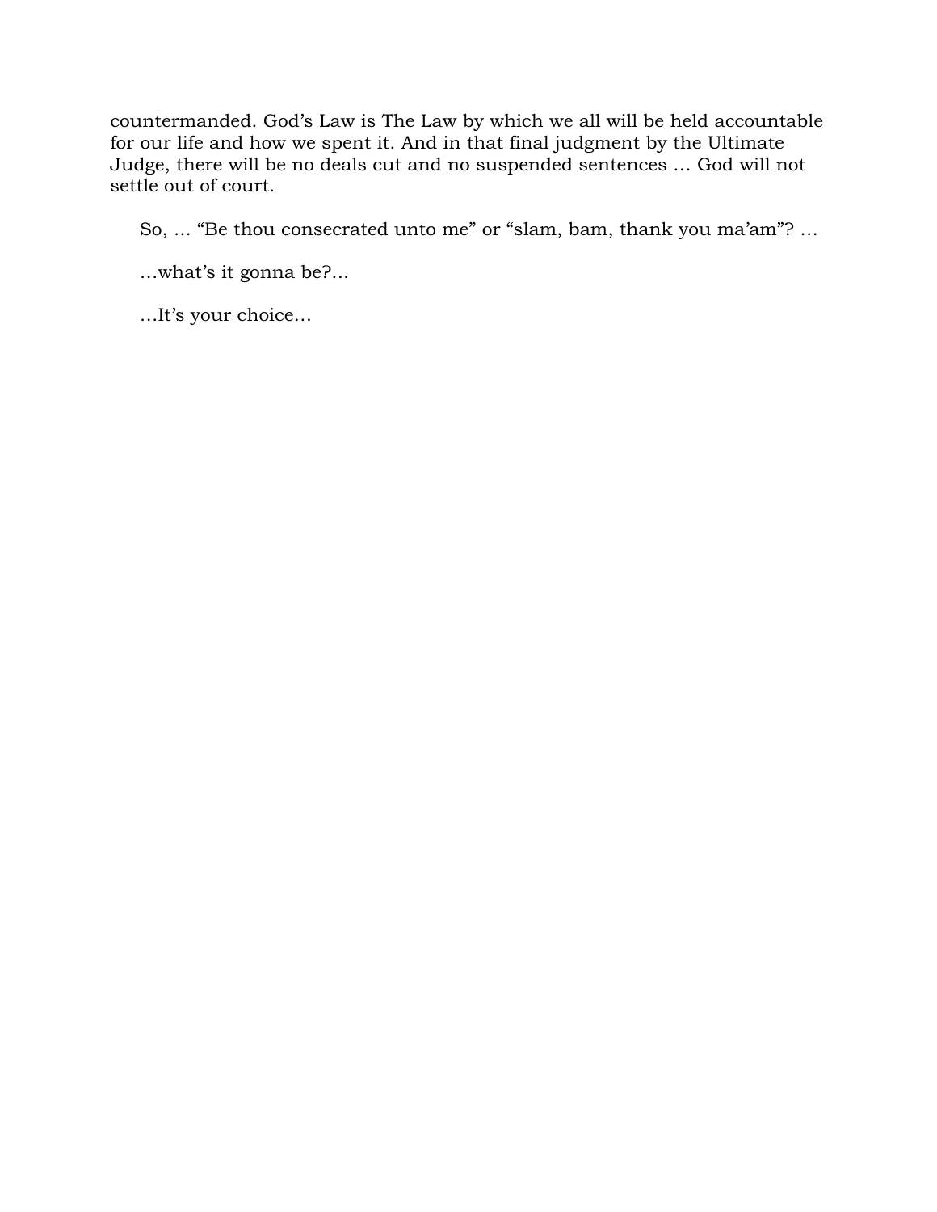countermanded. God’s Law is The Law by which we all will be held accountable for our life and how we spent it. And in that final judgment by the Ultimate Judge, there will be no deals cut and no suspended sentences … God will not settle out of court.

So, … “Be thou consecrated unto me” or “slam, bam, thank you ma’am”? …

…what’s it gonna be?...

…It’s your choice…